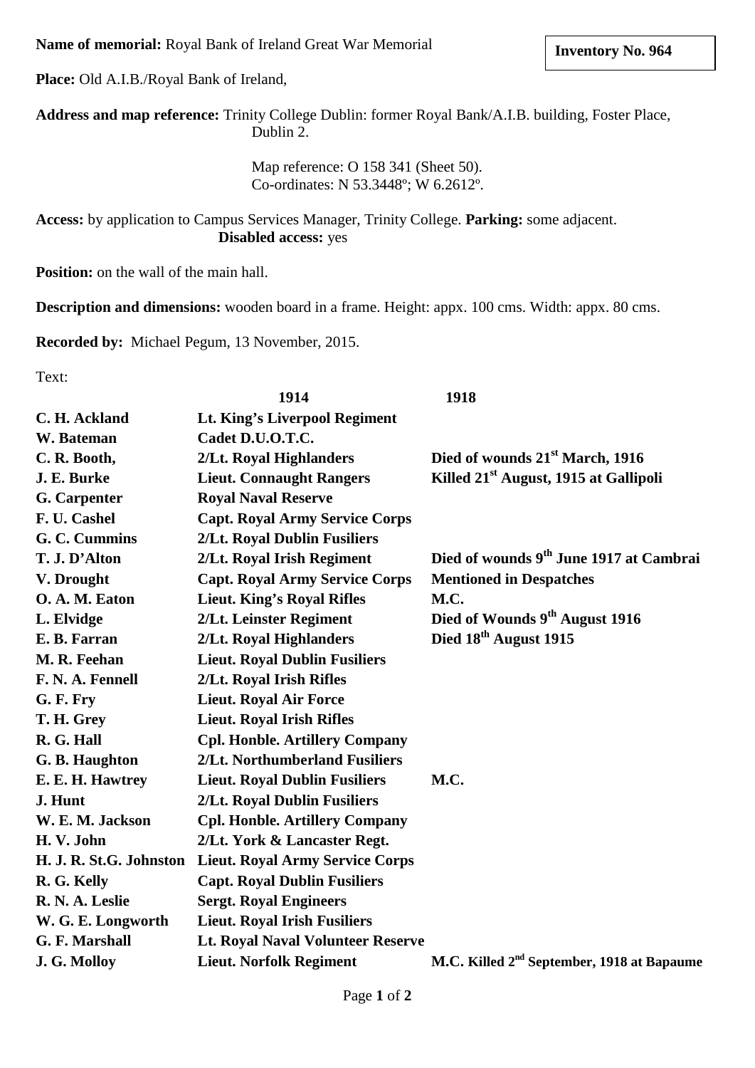**Name of memorial:** Royal Bank of Ireland Great War Memorial

**Inventory No. 964**

**Place:** Old A.I.B./Royal Bank of Ireland,

**Address and map reference:** Trinity College Dublin: former Royal Bank/A.I.B. building, Foster Place, Dublin 2.

Map reference: O 158 341 (Sheet 50).
Co-ordinates: N 53.3448º; W 6.2612º.

**Access:** by application to Campus Services Manager, Trinity College. **Parking:** some adjacent. **Disabled access:** yes

**Position:** on the wall of the main hall.

**Description and dimensions:** wooden board in a frame. Height: appx. 100 cms. Width: appx. 80 cms.

**Recorded by:** Michael Pegum, 13 November, 2015.

Text:

| | **1914** | **1918** |
|---|---|---|
| **C. H. Ackland** | **Lt. King's Liverpool Regiment** | |
| **W. Bateman** | **Cadet D.U.O.T.C.** | |
| **C. R. Booth,** | **2/Lt. Royal Highlanders** | **Died of wounds 21st March, 1916** |
| **J. E. Burke** | **Lieut. Connaught Rangers** | **Killed 21st August, 1915 at Gallipoli** |
| **G. Carpenter** | **Royal Naval Reserve** | |
| **F. U. Cashel** | **Capt. Royal Army Service Corps** | |
| **G. C. Cummins** | **2/Lt. Royal Dublin Fusiliers** | |
| **T. J. D'Alton** | **2/Lt. Royal Irish Regiment** | **Died of wounds 9th June 1917 at Cambrai** |
| **V. Drought** | **Capt. Royal Army Service Corps** | **Mentioned in Despatches** |
| **O. A. M. Eaton** | **Lieut. King's Royal Rifles** | **M.C.** |
| **L. Elvidge** | **2/Lt. Leinster Regiment** | **Died of Wounds 9th August 1916** |
| **E. B. Farran** | **2/Lt. Royal Highlanders** | **Died 18th August 1915** |
| **M. R. Feehan** | **Lieut. Royal Dublin Fusiliers** | |
| **F. N. A. Fennell** | **2/Lt. Royal Irish Rifles** | |
| **G. F. Fry** | **Lieut. Royal Air Force** | |
| **T. H. Grey** | **Lieut. Royal Irish Rifles** | |
| **R. G. Hall** | **Cpl. Honble. Artillery Company** | |
| **G. B. Haughton** | **2/Lt. Northumberland Fusiliers** | |
| **E. E. H. Hawtrey** | **Lieut. Royal Dublin Fusiliers** | **M.C.** |
| **J. Hunt** | **2/Lt. Royal Dublin Fusiliers** | |
| **W. E. M. Jackson** | **Cpl. Honble. Artillery Company** | |
| **H. V. John** | **2/Lt. York & Lancaster Regt.** | |
| **H. J. R. St.G. Johnston** | **Lieut. Royal Army Service Corps** | |
| **R. G. Kelly** | **Capt. Royal Dublin Fusiliers** | |
| **R. N. A. Leslie** | **Sergt. Royal Engineers** | |
| **W. G. E. Longworth** | **Lieut. Royal Irish Fusiliers** | |
| **G. F. Marshall** | **Lt. Royal Naval Volunteer Reserve** | |
| **J. G. Molloy** | **Lieut. Norfolk Regiment** | **M.C. Killed 2nd September, 1918 at Bapaume** |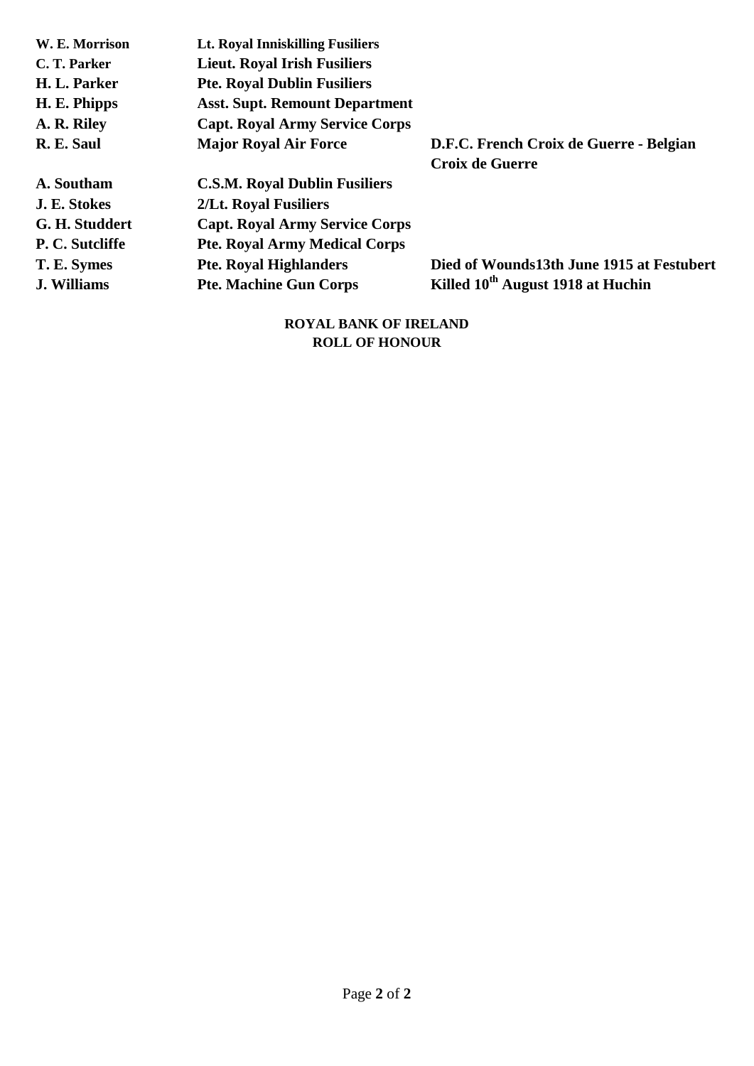| | | |
|---|---|---|
| **W. E. Morrison** | **Lt. Royal Inniskilling Fusiliers** | |
| **C. T. Parker** | **Lieut. Royal Irish Fusiliers** | |
| **H. L. Parker** | **Pte. Royal Dublin Fusiliers** | |
| **H. E. Phipps** | **Asst. Supt. Remount Department** | |
| **A. R. Riley** | **Capt. Royal Army Service Corps** | |
| **R. E. Saul** | **Major Royal Air Force** | **D.F.C. French Croix de Guerre - Belgian Croix de Guerre** |
| **A. Southam** | **C.S.M. Royal Dublin Fusiliers** | |
| **J. E. Stokes** | **2/Lt. Royal Fusiliers** | |
| **G. H. Studdert** | **Capt. Royal Army Service Corps** | |
| **P. C. Sutcliffe** | **Pte. Royal Army Medical Corps** | |
| **T. E. Symes** | **Pte. Royal Highlanders** | **Died of Wounds13th June 1915 at Festubert** |
| **J. Williams** | **Pte. Machine Gun Corps** | **Killed 10th August 1918 at Huchin** |

**ROYAL BANK OF IRELAND**
**ROLL OF HONOUR**